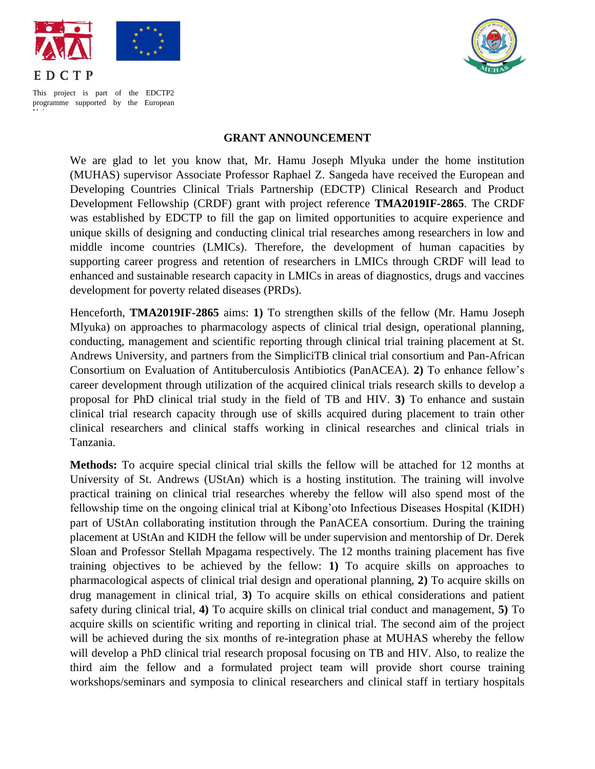EDCTP

This project is part of the EDCTP2 programme supported by the European Union

## GRANT ANNOUNCEMENT

We are glad to let you know that, Mr. Hamu Joseph Mlyuka under the home institution (MUHAS) supervisor Associate Professor Raphael Z. Sangeda have received the European and Developing Countries Clinical Trials Partnership (EDCTP) Clinical Research and Product Development Fellowship (CRDF) grant with project reference **TMA2019IF-2865**. The CRDF was established by EDCTP to fill the gap on limited opportunities to acquire experience and unique skills of designing and conducting clinical trial researches among researchers in low and middle income countries (LMICs). Therefore, the development of human capacities by supporting career progress and retention of researchers in LMICs through CRDF will lead to enhanced and sustainable research capacity in LMICs in areas of diagnostics, drugs and vaccines development for poverty related diseases (PRDs).

Henceforth, **TMA2019IF-2865** aims: **1)** To strengthen skills of the fellow (Mr. Hamu Joseph Mlyuka) on approaches to pharmacology aspects of clinical trial design, operational planning, conducting, management and scientific reporting through clinical trial training placement at St. Andrews University, and partners from the SimpliciTB clinical trial consortium and Pan-African Consortium on Evaluation of Antituberculosis Antibiotics (PanACEA). **2)** To enhance fellow's career development through utilization of the acquired clinical trials research skills to develop a proposal for PhD clinical trial study in the field of TB and HIV. **3)** To enhance and sustain clinical trial research capacity through use of skills acquired during placement to train other clinical researchers and clinical staffs working in clinical researches and clinical trials in Tanzania.

**Methods:** To acquire special clinical trial skills the fellow will be attached for 12 months at University of St. Andrews (UStAn) which is a hosting institution. The training will involve practical training on clinical trial researches whereby the fellow will also spend most of the fellowship time on the ongoing clinical trial at Kibong'oto Infectious Diseases Hospital (KIDH) part of UStAn collaborating institution through the PanACEA consortium. During the training placement at UStAn and KIDH the fellow will be under supervision and mentorship of Dr. Derek Sloan and Professor Stellah Mpagama respectively. The 12 months training placement has five training objectives to be achieved by the fellow: **1)** To acquire skills on approaches to pharmacological aspects of clinical trial design and operational planning, **2)** To acquire skills on drug management in clinical trial, **3)** To acquire skills on ethical considerations and patient safety during clinical trial, **4)** To acquire skills on clinical trial conduct and management, **5)** To acquire skills on scientific writing and reporting in clinical trial. The second aim of the project will be achieved during the six months of re-integration phase at MUHAS whereby the fellow will develop a PhD clinical trial research proposal focusing on TB and HIV. Also, to realize the third aim the fellow and a formulated project team will provide short course training workshops/seminars and symposia to clinical researchers and clinical staff in tertiary hospitals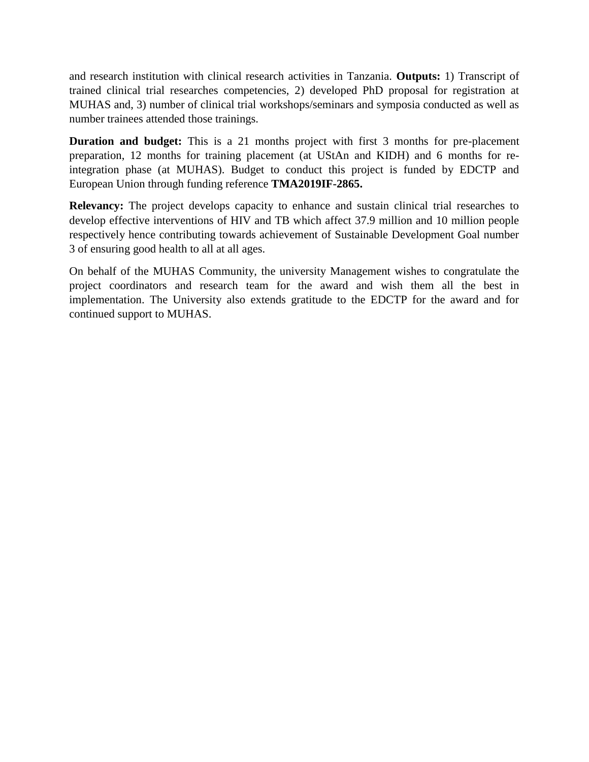and research institution with clinical research activities in Tanzania. **Outputs:** 1) Transcript of trained clinical trial researches competencies, 2) developed PhD proposal for registration at MUHAS and, 3) number of clinical trial workshops/seminars and symposia conducted as well as number trainees attended those trainings.

**Duration and budget:** This is a 21 months project with first 3 months for pre-placement preparation, 12 months for training placement (at UStAn and KIDH) and 6 months for re-integration phase (at MUHAS). Budget to conduct this project is funded by EDCTP and European Union through funding reference **TMA2019IF-2865.**

**Relevancy:** The project develops capacity to enhance and sustain clinical trial researches to develop effective interventions of HIV and TB which affect 37.9 million and 10 million people respectively hence contributing towards achievement of Sustainable Development Goal number 3 of ensuring good health to all at all ages.

On behalf of the MUHAS Community, the university Management wishes to congratulate the project coordinators and research team for the award and wish them all the best in implementation. The University also extends gratitude to the EDCTP for the award and for continued support to MUHAS.